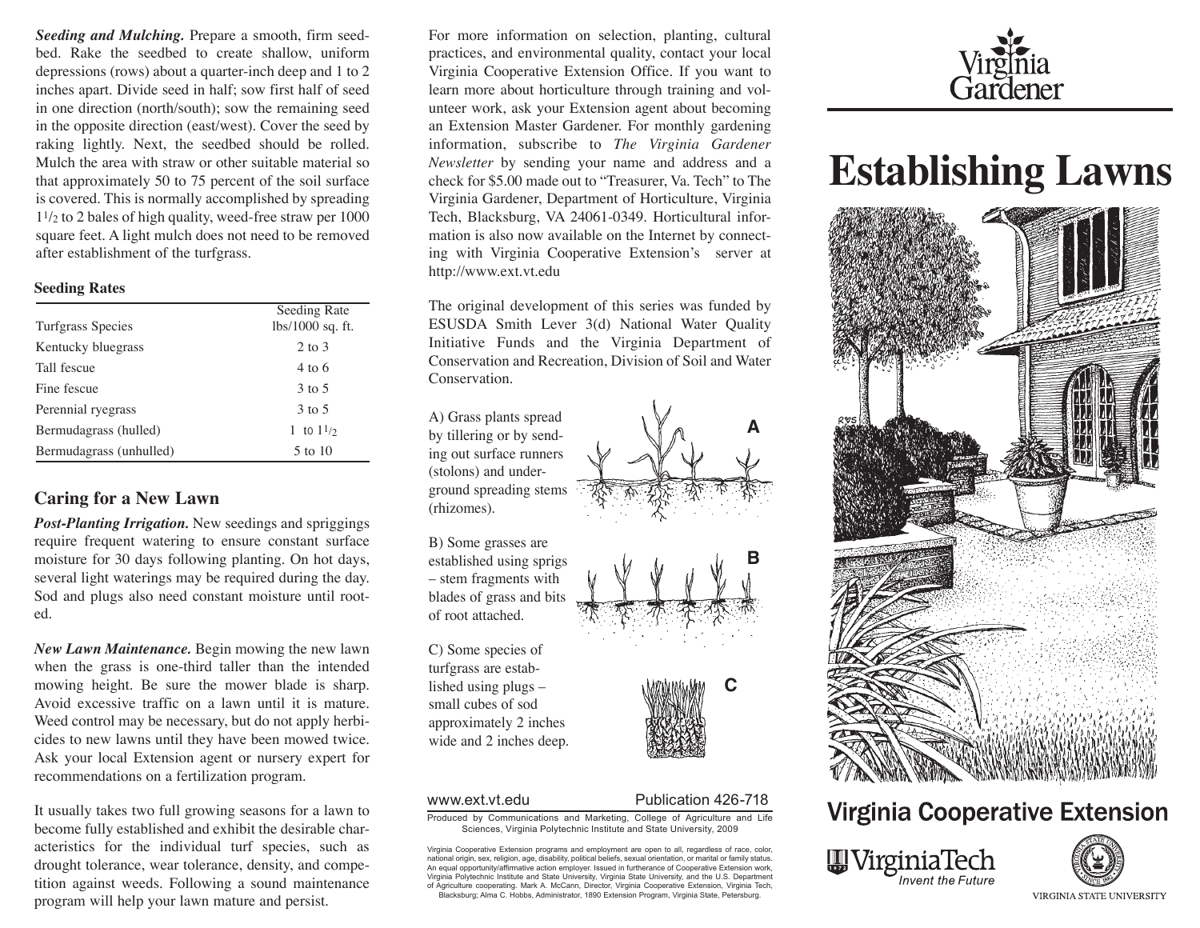***Seeding and Mulching.*** Prepare a smooth, firm seedbed. Rake the seedbed to create shallow, uniform depressions (rows) about a quarter-inch deep and 1 to 2 inches apart. Divide seed in half; sow first half of seed in one direction (north/south); sow the remaining seed in the opposite direction (east/west). Cover the seed by raking lightly. Next, the seedbed should be rolled. Mulch the area with straw or other suitable material so that approximately 50 to 75 percent of the soil surface is covered. This is normally accomplished by spreading $1^1/_2$ to 2 bales of high quality, weed-free straw per 1000 square feet. A light mulch does not need to be removed after establishment of the turfgrass.

**Seeding Rates**

| Turfgrass Species | Seeding Rate lbs/1000 sq. ft. |
|---|---|
| Kentucky bluegrass | 2 to 3 |
| Tall fescue | 4 to 6 |
| Fine fescue | 3 to 5 |
| Perennial ryegrass | 3 to 5 |
| Bermudagrass (hulled) | 1 to $1^1/_2$ |
| Bermudagrass (unhulled) | 5 to 10 |

## Caring for a New Lawn

***Post-Planting Irrigation.*** New seedings and spriggings require frequent watering to ensure constant surface moisture for 30 days following planting. On hot days, several light waterings may be required during the day. Sod and plugs also need constant moisture until rooted.

***New Lawn Maintenance.*** Begin mowing the new lawn when the grass is one-third taller than the intended mowing height. Be sure the mower blade is sharp. Avoid excessive traffic on a lawn until it is mature. Weed control may be necessary, but do not apply herbicides to new lawns until they have been mowed twice. Ask your local Extension agent or nursery expert for recommendations on a fertilization program.

It usually takes two full growing seasons for a lawn to become fully established and exhibit the desirable characteristics for the individual turf species, such as drought tolerance, wear tolerance, density, and competition against weeds. Following a sound maintenance program will help your lawn mature and persist.

For more information on selection, planting, cultural practices, and environmental quality, contact your local Virginia Cooperative Extension Office. If you want to learn more about horticulture through training and volunteer work, ask your Extension agent about becoming an Extension Master Gardener. For monthly gardening information, subscribe to *The Virginia Gardener Newsletter* by sending your name and address and a check for $5.00 made out to "Treasurer, Va. Tech" to The Virginia Gardener, Department of Horticulture, Virginia Tech, Blacksburg, VA 24061-0349. Horticultural information is also now available on the Internet by connecting with Virginia Cooperative Extension's server at http://www.ext.vt.edu

The original development of this series was funded by ESUSDA Smith Lever 3(d) National Water Quality Initiative Funds and the Virginia Department of Conservation and Recreation, Division of Soil and Water Conservation.

A) Grass plants spread by tillering or by sending out surface runners (stolons) and underground spreading stems (rhizomes).

B) Some grasses are established using sprigs – stem fragments with blades of grass and bits of root attached.

C) Some species of turfgrass are established using plugs – small cubes of sod approximately 2 inches wide and 2 inches deep.

www.ext.vt.edu Publication 426-718

Produced by Communications and Marketing, College of Agriculture and Life Sciences, Virginia Polytechnic Institute and State University, 2009

Virginia Cooperative Extension programs and employment are open to all, regardless of race, color, national origin, sex, religion, age, disability, political beliefs, sexual orientation, or marital or family status. An equal opportunity/affirmative action employer. Issued in furtherance of Cooperative Extension work, Virginia Polytechnic Institute and State University, Virginia State University, and the U.S. Department of Agriculture cooperating. Mark A. McCann, Director, Virginia Cooperative Extension, Virginia Tech, Blacksburg; Alma C. Hobbs, Administrator, 1890 Extension Program, Virginia State, Petersburg.

Virginia Gardener

# Establishing Lawns

Virginia Cooperative Extension

VirginiaTech *Invent the Future*

VIRGINIA STATE UNIVERSITY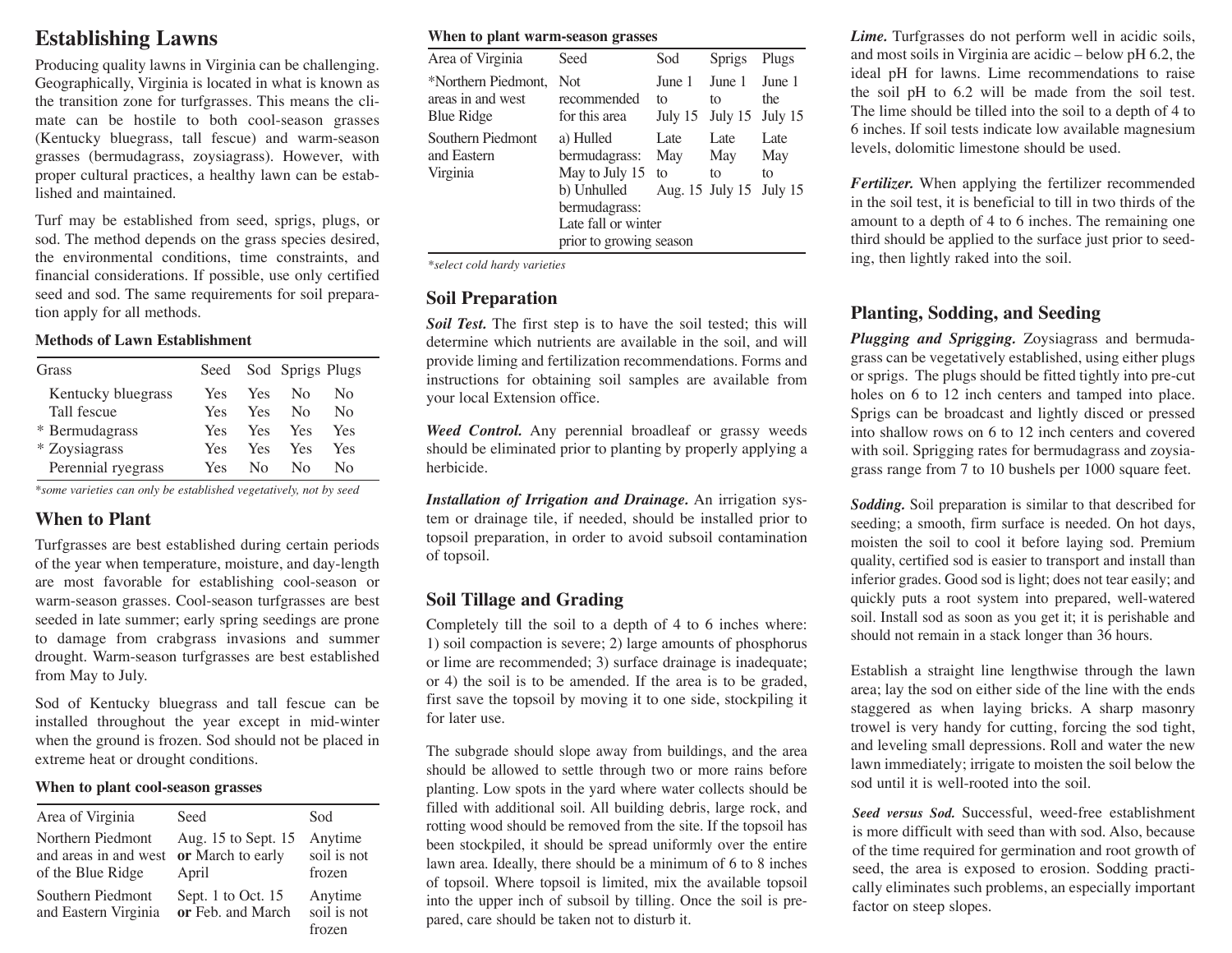## Establishing Lawns

Producing quality lawns in Virginia can be challenging. Geographically, Virginia is located in what is known as the transition zone for turfgrasses. This means the climate can be hostile to both cool-season grasses (Kentucky bluegrass, tall fescue) and warm-season grasses (bermudagrass, zoysiagrass). However, with proper cultural practices, a healthy lawn can be established and maintained.

Turf may be established from seed, sprigs, plugs, or sod. The method depends on the grass species desired, the environmental conditions, time constraints, and financial considerations. If possible, use only certified seed and sod. The same requirements for soil preparation apply for all methods.

**Methods of Lawn Establishment**

| Grass | Seed | Sod | Sprigs | Plugs |
|---|---|---|---|---|
| Kentucky bluegrass | Yes | Yes | No | No |
| Tall fescue | Yes | Yes | No | No |
| * Bermudagrass | Yes | Yes | Yes | Yes |
| * Zoysiagrass | Yes | Yes | Yes | Yes |
| Perennial ryegrass | Yes | No | No | No |

*\*some varieties can only be established vegetatively, not by seed*

## When to Plant

Turfgrasses are best established during certain periods of the year when temperature, moisture, and day-length are most favorable for establishing cool-season or warm-season grasses. Cool-season turfgrasses are best seeded in late summer; early spring seedings are prone to damage from crabgrass invasions and summer drought. Warm-season turfgrasses are best established from May to July.

Sod of Kentucky bluegrass and tall fescue can be installed throughout the year except in mid-winter when the ground is frozen. Sod should not be placed in extreme heat or drought conditions.

**When to plant cool-season grasses**

| Area of Virginia | Seed | Sod |
|---|---|---|
| Northern Piedmont and areas in and west of the Blue Ridge | Aug. 15 to Sept. 15 **or** March to early April | Anytime soil is not frozen |
| Southern Piedmont and Eastern Virginia | Sept. 1 to Oct. 15 **or** Feb. and March | Anytime soil is not frozen |

**When to plant warm-season grasses**

| Area of Virginia | Seed | Sod | Sprigs | Plugs |
|---|---|---|---|---|
| *Northern Piedmont, areas in and west Blue Ridge | Not recommended for this area | June 1 to July 15 | June 1 to July 15 | June 1 the July 15 |
| Southern Piedmont and Eastern Virginia | a) Hulled bermudagrass: May to July 15<br>b) Unhulled bermudagrass: Late fall or winter prior to growing season | Late May to Aug. 15 | Late May to July 15 | Late May to July 15 |

*\*select cold hardy varieties*

## Soil Preparation

***Soil Test.*** The first step is to have the soil tested; this will determine which nutrients are available in the soil, and will provide liming and fertilization recommendations. Forms and instructions for obtaining soil samples are available from your local Extension office.

***Weed Control.*** Any perennial broadleaf or grassy weeds should be eliminated prior to planting by properly applying a herbicide.

***Installation of Irrigation and Drainage.*** An irrigation system or drainage tile, if needed, should be installed prior to topsoil preparation, in order to avoid subsoil contamination of topsoil.

## Soil Tillage and Grading

Completely till the soil to a depth of 4 to 6 inches where: 1) soil compaction is severe; 2) large amounts of phosphorus or lime are recommended; 3) surface drainage is inadequate; or 4) the soil is to be amended. If the area is to be graded, first save the topsoil by moving it to one side, stockpiling it for later use.

The subgrade should slope away from buildings, and the area should be allowed to settle through two or more rains before planting. Low spots in the yard where water collects should be filled with additional soil. All building debris, large rock, and rotting wood should be removed from the site. If the topsoil has been stockpiled, it should be spread uniformly over the entire lawn area. Ideally, there should be a minimum of 6 to 8 inches of topsoil. Where topsoil is limited, mix the available topsoil into the upper inch of subsoil by tilling. Once the soil is prepared, care should be taken not to disturb it.

***Lime.*** Turfgrasses do not perform well in acidic soils, and most soils in Virginia are acidic – below pH 6.2, the ideal pH for lawns. Lime recommendations to raise the soil pH to 6.2 will be made from the soil test. The lime should be tilled into the soil to a depth of 4 to 6 inches. If soil tests indicate low available magnesium levels, dolomitic limestone should be used.

***Fertilizer.*** When applying the fertilizer recommended in the soil test, it is beneficial to till in two thirds of the amount to a depth of 4 to 6 inches. The remaining one third should be applied to the surface just prior to seeding, then lightly raked into the soil.

## Planting, Sodding, and Seeding

***Plugging and Sprigging.*** Zoysiagrass and bermudagrass can be vegetatively established, using either plugs or sprigs. The plugs should be fitted tightly into pre-cut holes on 6 to 12 inch centers and tamped into place. Sprigs can be broadcast and lightly disced or pressed into shallow rows on 6 to 12 inch centers and covered with soil. Sprigging rates for bermudagrass and zoysiagrass range from 7 to 10 bushels per 1000 square feet.

***Sodding.*** Soil preparation is similar to that described for seeding; a smooth, firm surface is needed. On hot days, moisten the soil to cool it before laying sod. Premium quality, certified sod is easier to transport and install than inferior grades. Good sod is light; does not tear easily; and quickly puts a root system into prepared, well-watered soil. Install sod as soon as you get it; it is perishable and should not remain in a stack longer than 36 hours.

Establish a straight line lengthwise through the lawn area; lay the sod on either side of the line with the ends staggered as when laying bricks. A sharp masonry trowel is very handy for cutting, forcing the sod tight, and leveling small depressions. Roll and water the new lawn immediately; irrigate to moisten the soil below the sod until it is well-rooted into the soil.

***Seed versus Sod.*** Successful, weed-free establishment is more difficult with seed than with sod. Also, because of the time required for germination and root growth of seed, the area is exposed to erosion. Sodding practically eliminates such problems, an especially important factor on steep slopes.